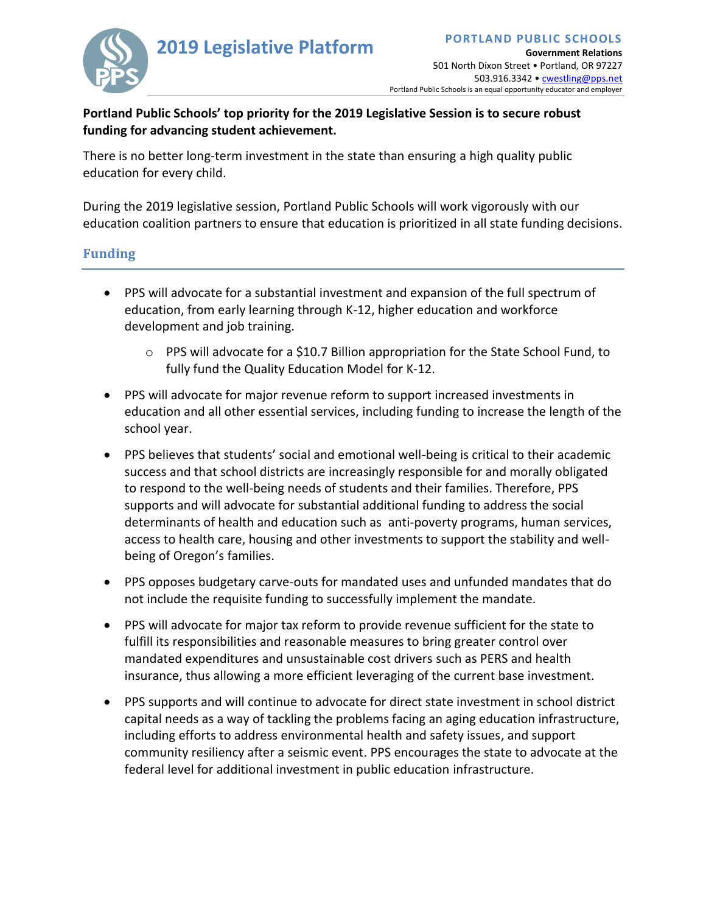# 2019 Legislative Platform

**PORTLAND PUBLIC SCHOOLS**
**Government Relations**
501 North Dixon Street • Portland, OR 97227
503.916.3342 • cwestling@pps.net
Portland Public Schools is an equal opportunity educator and employer

**Portland Public Schools' top priority for the 2019 Legislative Session is to secure robust funding for advancing student achievement.**

There is no better long-term investment in the state than ensuring a high quality public education for every child.

During the 2019 legislative session, Portland Public Schools will work vigorously with our education coalition partners to ensure that education is prioritized in all state funding decisions.

## Funding

- PPS will advocate for a substantial investment and expansion of the full spectrum of education, from early learning through K-12, higher education and workforce development and job training.
    - PPS will advocate for a $10.7 Billion appropriation for the State School Fund, to fully fund the Quality Education Model for K-12.
- PPS will advocate for major revenue reform to support increased investments in education and all other essential services, including funding to increase the length of the school year.
- PPS believes that students' social and emotional well-being is critical to their academic success and that school districts are increasingly responsible for and morally obligated to respond to the well-being needs of students and their families. Therefore, PPS supports and will advocate for substantial additional funding to address the social determinants of health and education such as anti-poverty programs, human services, access to health care, housing and other investments to support the stability and well-being of Oregon's families.
- PPS opposes budgetary carve-outs for mandated uses and unfunded mandates that do not include the requisite funding to successfully implement the mandate.
- PPS will advocate for major tax reform to provide revenue sufficient for the state to fulfill its responsibilities and reasonable measures to bring greater control over mandated expenditures and unsustainable cost drivers such as PERS and health insurance, thus allowing a more efficient leveraging of the current base investment.
- PPS supports and will continue to advocate for direct state investment in school district capital needs as a way of tackling the problems facing an aging education infrastructure, including efforts to address environmental health and safety issues, and support community resiliency after a seismic event. PPS encourages the state to advocate at the federal level for additional investment in public education infrastructure.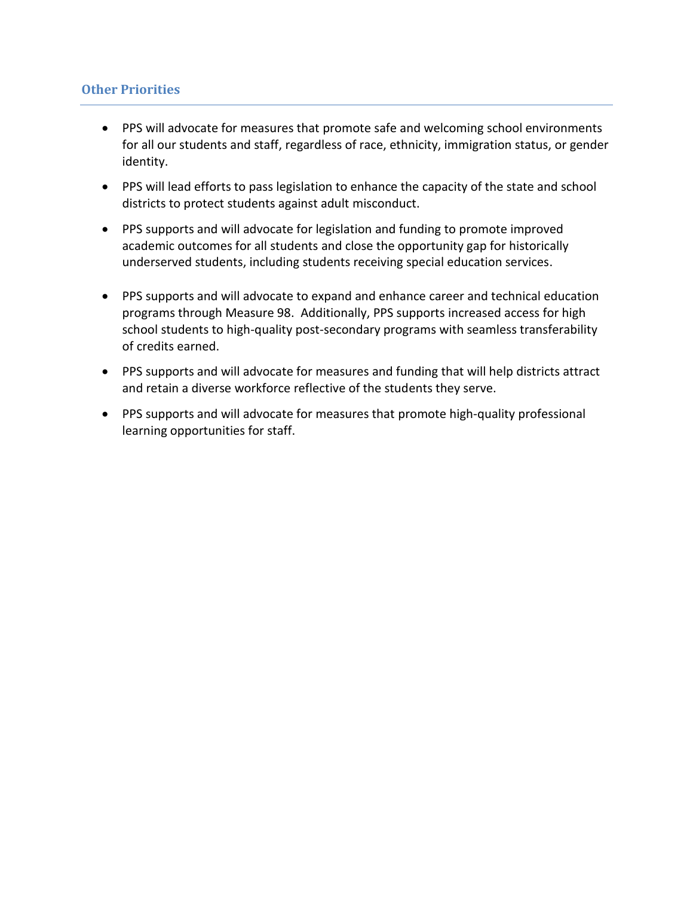## Other Priorities

- PPS will advocate for measures that promote safe and welcoming school environments for all our students and staff, regardless of race, ethnicity, immigration status, or gender identity.
- PPS will lead efforts to pass legislation to enhance the capacity of the state and school districts to protect students against adult misconduct.
- PPS supports and will advocate for legislation and funding to promote improved academic outcomes for all students and close the opportunity gap for historically underserved students, including students receiving special education services.
- PPS supports and will advocate to expand and enhance career and technical education programs through Measure 98. Additionally, PPS supports increased access for high school students to high-quality post-secondary programs with seamless transferability of credits earned.
- PPS supports and will advocate for measures and funding that will help districts attract and retain a diverse workforce reflective of the students they serve.
- PPS supports and will advocate for measures that promote high-quality professional learning opportunities for staff.